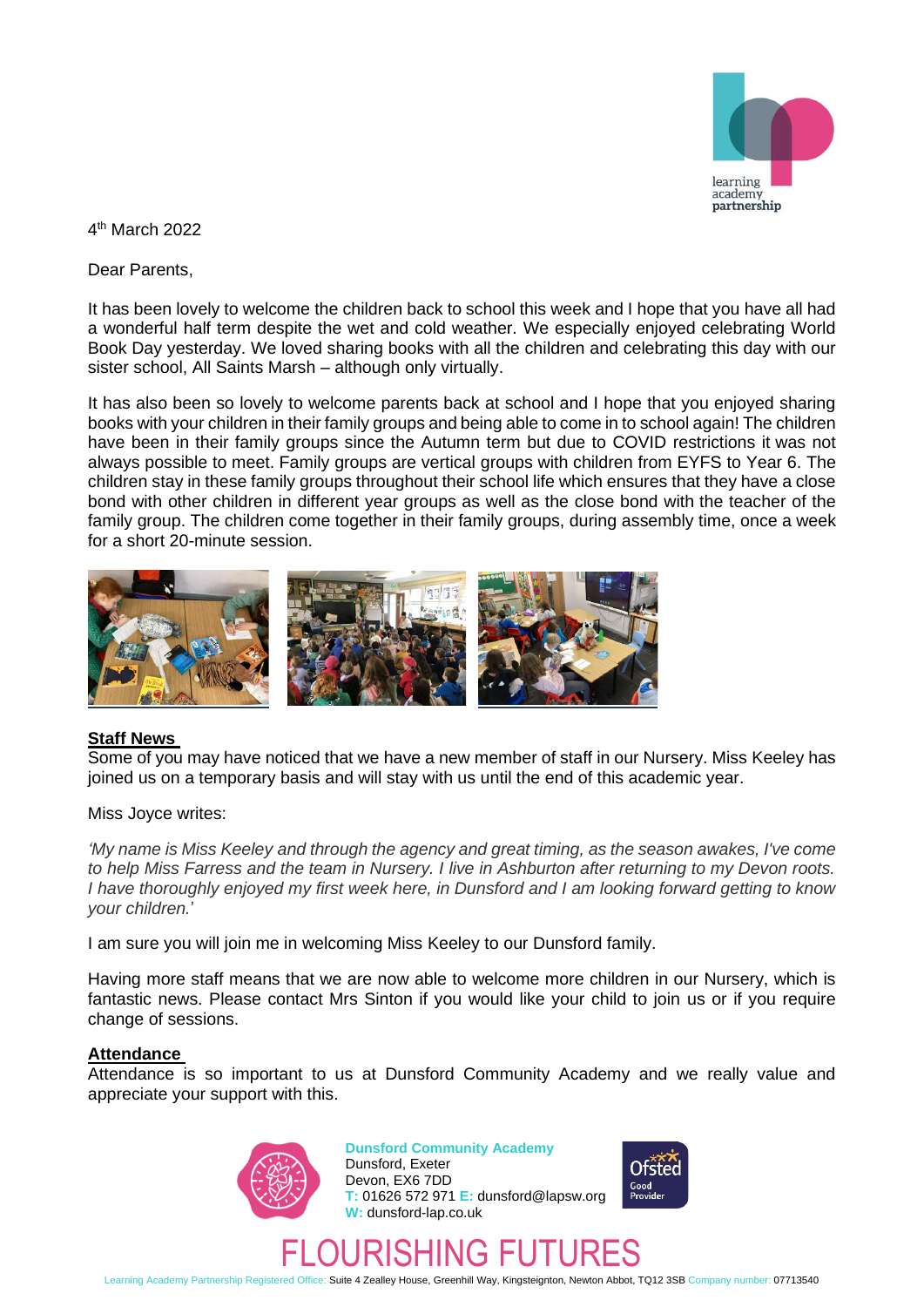4th March 2022

Dear Parents,

It has been lovely to welcome the children back to school this week and I hope that you have all had a wonderful half term despite the wet and cold weather. We especially enjoyed celebrating World Book Day yesterday. We loved sharing books with all the children and celebrating this day with our sister school, All Saints Marsh – although only virtually.

It has also been so lovely to welcome parents back at school and I hope that you enjoyed sharing books with your children in their family groups and being able to come in to school again! The children have been in their family groups since the Autumn term but due to COVID restrictions it was not always possible to meet. Family groups are vertical groups with children from EYFS to Year 6. The children stay in these family groups throughout their school life which ensures that they have a close bond with other children in different year groups as well as the close bond with the teacher of the family group. The children come together in their family groups, during assembly time, once a week for a short 20-minute session.

**Staff News**

Some of you may have noticed that we have a new member of staff in our Nursery. Miss Keeley has joined us on a temporary basis and will stay with us until the end of this academic year.

Miss Joyce writes:

*'My name is Miss Keeley and through the agency and great timing, as the season awakes, I've come to help Miss Farress and the team in Nursery. I live in Ashburton after returning to my Devon roots. I have thoroughly enjoyed my first week here, in Dunsford and I am looking forward getting to know your children.*'

I am sure you will join me in welcoming Miss Keeley to our Dunsford family.

Having more staff means that we are now able to welcome more children in our Nursery, which is fantastic news. Please contact Mrs Sinton if you would like your child to join us or if you require change of sessions.

**Attendance**

Attendance is so important to us at Dunsford Community Academy and we really value and appreciate your support with this.

**Dunsford Community Academy**
Dunsford, Exeter
Devon, EX6 7DD
T: 01626 572 971 E: dunsford@lapsw.org
W: dunsford-lap.co.uk

FLOURISHING FUTURES

Learning Academy Partnership Registered Office: Suite 4 Zealley House, Greenhill Way, Kingsteignton, Newton Abbot, TQ12 3SB Company number: 07713540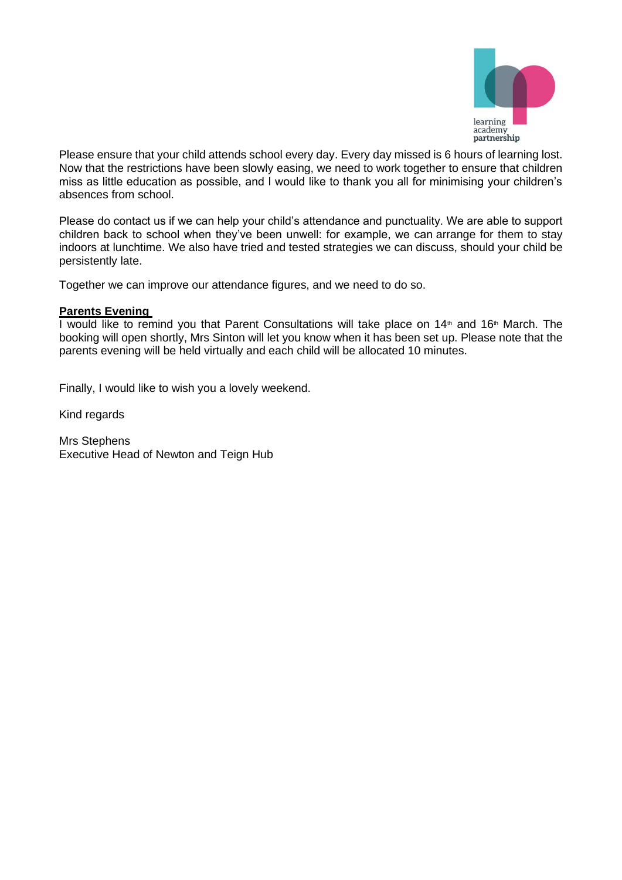Please ensure that your child attends school every day. Every day missed is 6 hours of learning lost. Now that the restrictions have been slowly easing, we need to work together to ensure that children miss as little education as possible, and I would like to thank you all for minimising your children's absences from school.

Please do contact us if we can help your child's attendance and punctuality. We are able to support children back to school when they've been unwell: for example, we can arrange for them to stay indoors at lunchtime. We also have tried and tested strategies we can discuss, should your child be persistently late.

Together we can improve our attendance figures, and we need to do so.

**Parents Evening**

I would like to remind you that Parent Consultations will take place on 14th and 16th March. The booking will open shortly, Mrs Sinton will let you know when it has been set up. Please note that the parents evening will be held virtually and each child will be allocated 10 minutes.

Finally, I would like to wish you a lovely weekend.

Kind regards

Mrs Stephens
Executive Head of Newton and Teign Hub